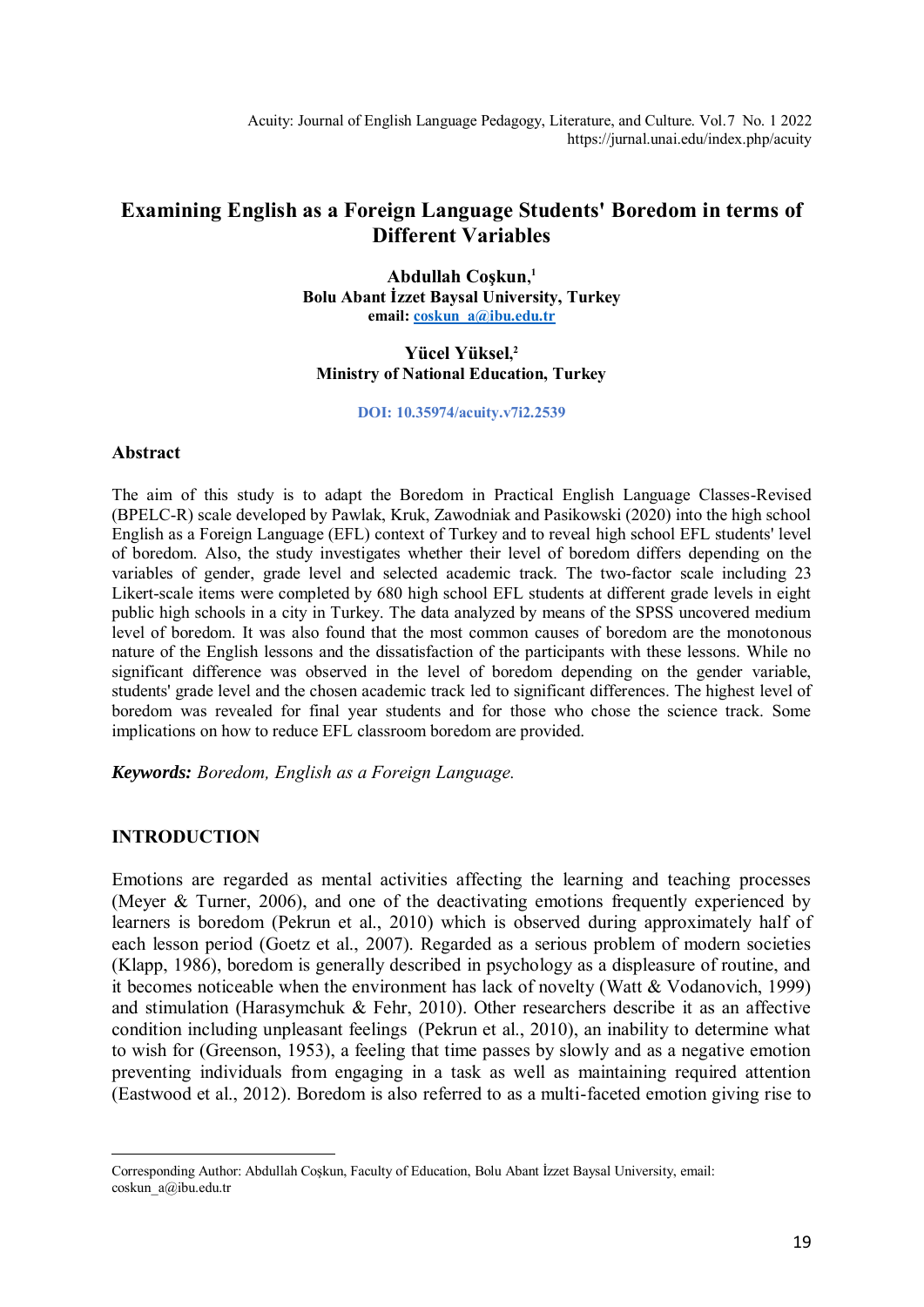# Examining English as a Foreign Language Students' Boredom in terms of Different Variables

**Abdullah Coşkun,[1]**
**Bolu Abant İzzet Baysal University, Turkey**
**email: coskun_a@ibu.edu.tr**

**Yücel Yüksel,[2]**
**Ministry of National Education, Turkey**

**DOI: 10.35974/acuity.v7i2.2539**

## Abstract

The aim of this study is to adapt the Boredom in Practical English Language Classes-Revised (BPELC-R) scale developed by Pawlak, Kruk, Zawodniak and Pasikowski (2020) into the high school English as a Foreign Language (EFL) context of Turkey and to reveal high school EFL students' level of boredom. Also, the study investigates whether their level of boredom differs depending on the variables of gender, grade level and selected academic track. The two-factor scale including 23 Likert-scale items were completed by 680 high school EFL students at different grade levels in eight public high schools in a city in Turkey. The data analyzed by means of the SPSS uncovered medium level of boredom. It was also found that the most common causes of boredom are the monotonous nature of the English lessons and the dissatisfaction of the participants with these lessons. While no significant difference was observed in the level of boredom depending on the gender variable, students' grade level and the chosen academic track led to significant differences. The highest level of boredom was revealed for final year students and for those who chose the science track. Some implications on how to reduce EFL classroom boredom are provided.

***Keywords:*** *Boredom, English as a Foreign Language.*

## INTRODUCTION

Emotions are regarded as mental activities affecting the learning and teaching processes (Meyer & Turner, 2006), and one of the deactivating emotions frequently experienced by learners is boredom (Pekrun et al., 2010) which is observed during approximately half of each lesson period (Goetz et al., 2007). Regarded as a serious problem of modern societies (Klapp, 1986), boredom is generally described in psychology as a displeasure of routine, and it becomes noticeable when the environment has lack of novelty (Watt & Vodanovich, 1999) and stimulation (Harasymchuk & Fehr, 2010). Other researchers describe it as an affective condition including unpleasant feelings (Pekrun et al., 2010), an inability to determine what to wish for (Greenson, 1953), a feeling that time passes by slowly and as a negative emotion preventing individuals from engaging in a task as well as maintaining required attention (Eastwood et al., 2012). Boredom is also referred to as a multi-faceted emotion giving rise to

---

Corresponding Author: Abdullah Coşkun, Faculty of Education, Bolu Abant İzzet Baysal University, email: coskun_a@ibu.edu.tr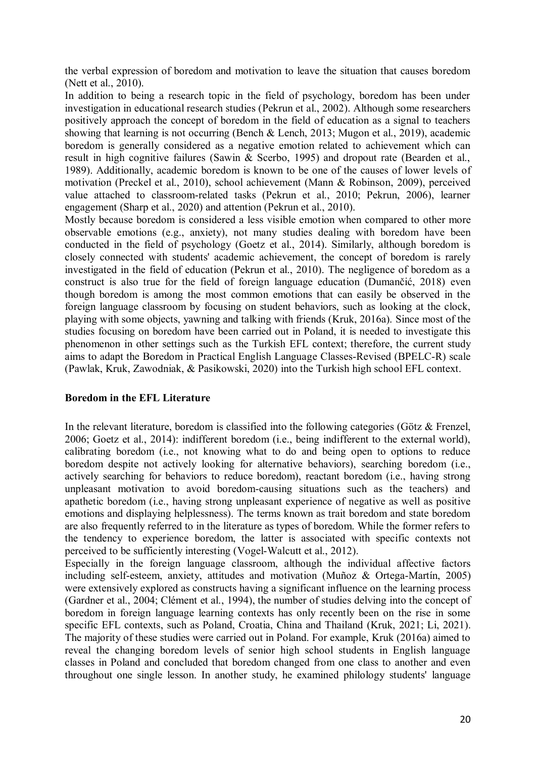the verbal expression of boredom and motivation to leave the situation that causes boredom (Nett et al., 2010).

In addition to being a research topic in the field of psychology, boredom has been under investigation in educational research studies (Pekrun et al., 2002). Although some researchers positively approach the concept of boredom in the field of education as a signal to teachers showing that learning is not occurring (Bench & Lench, 2013; Mugon et al., 2019), academic boredom is generally considered as a negative emotion related to achievement which can result in high cognitive failures (Sawin & Scerbo, 1995) and dropout rate (Bearden et al., 1989). Additionally, academic boredom is known to be one of the causes of lower levels of motivation (Preckel et al., 2010), school achievement (Mann & Robinson, 2009), perceived value attached to classroom-related tasks (Pekrun et al., 2010; Pekrun, 2006), learner engagement (Sharp et al., 2020) and attention (Pekrun et al., 2010).

Mostly because boredom is considered a less visible emotion when compared to other more observable emotions (e.g., anxiety), not many studies dealing with boredom have been conducted in the field of psychology (Goetz et al., 2014). Similarly, although boredom is closely connected with students' academic achievement, the concept of boredom is rarely investigated in the field of education (Pekrun et al., 2010). The negligence of boredom as a construct is also true for the field of foreign language education (Dumančić, 2018) even though boredom is among the most common emotions that can easily be observed in the foreign language classroom by focusing on student behaviors, such as looking at the clock, playing with some objects, yawning and talking with friends (Kruk, 2016a). Since most of the studies focusing on boredom have been carried out in Poland, it is needed to investigate this phenomenon in other settings such as the Turkish EFL context; therefore, the current study aims to adapt the Boredom in Practical English Language Classes-Revised (BPELC-R) scale (Pawlak, Kruk, Zawodniak, & Pasikowski, 2020) into the Turkish high school EFL context.

## Boredom in the EFL Literature

In the relevant literature, boredom is classified into the following categories (Götz & Frenzel, 2006; Goetz et al., 2014): indifferent boredom (i.e., being indifferent to the external world), calibrating boredom (i.e., not knowing what to do and being open to options to reduce boredom despite not actively looking for alternative behaviors), searching boredom (i.e., actively searching for behaviors to reduce boredom), reactant boredom (i.e., having strong unpleasant motivation to avoid boredom-causing situations such as the teachers) and apathetic boredom (i.e., having strong unpleasant experience of negative as well as positive emotions and displaying helplessness). The terms known as trait boredom and state boredom are also frequently referred to in the literature as types of boredom. While the former refers to the tendency to experience boredom, the latter is associated with specific contexts not perceived to be sufficiently interesting (Vogel-Walcutt et al., 2012).

Especially in the foreign language classroom, although the individual affective factors including self-esteem, anxiety, attitudes and motivation (Muñoz & Ortega-Martín, 2005) were extensively explored as constructs having a significant influence on the learning process (Gardner et al., 2004; Clément et al., 1994), the number of studies delving into the concept of boredom in foreign language learning contexts has only recently been on the rise in some specific EFL contexts, such as Poland, Croatia, China and Thailand (Kruk, 2021; Li, 2021). The majority of these studies were carried out in Poland. For example, Kruk (2016a) aimed to reveal the changing boredom levels of senior high school students in English language classes in Poland and concluded that boredom changed from one class to another and even throughout one single lesson. In another study, he examined philology students' language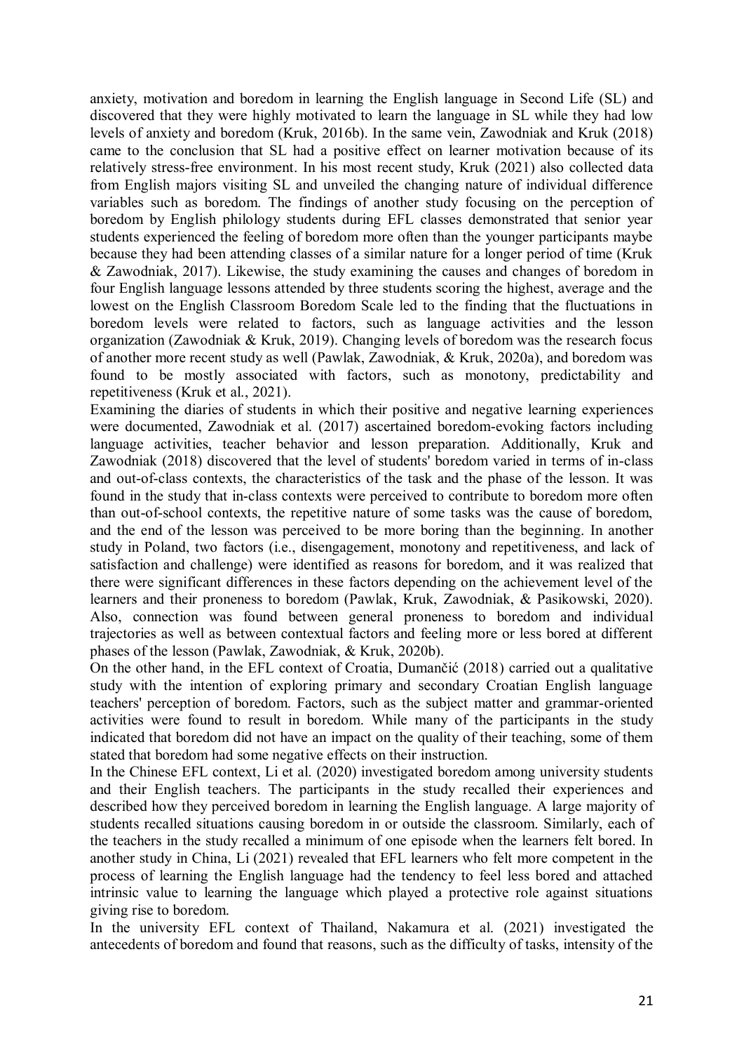anxiety, motivation and boredom in learning the English language in Second Life (SL) and discovered that they were highly motivated to learn the language in SL while they had low levels of anxiety and boredom (Kruk, 2016b). In the same vein, Zawodniak and Kruk (2018) came to the conclusion that SL had a positive effect on learner motivation because of its relatively stress-free environment. In his most recent study, Kruk (2021) also collected data from English majors visiting SL and unveiled the changing nature of individual difference variables such as boredom. The findings of another study focusing on the perception of boredom by English philology students during EFL classes demonstrated that senior year students experienced the feeling of boredom more often than the younger participants maybe because they had been attending classes of a similar nature for a longer period of time (Kruk & Zawodniak, 2017). Likewise, the study examining the causes and changes of boredom in four English language lessons attended by three students scoring the highest, average and the lowest on the English Classroom Boredom Scale led to the finding that the fluctuations in boredom levels were related to factors, such as language activities and the lesson organization (Zawodniak & Kruk, 2019). Changing levels of boredom was the research focus of another more recent study as well (Pawlak, Zawodniak, & Kruk, 2020a), and boredom was found to be mostly associated with factors, such as monotony, predictability and repetitiveness (Kruk et al., 2021).

Examining the diaries of students in which their positive and negative learning experiences were documented, Zawodniak et al. (2017) ascertained boredom-evoking factors including language activities, teacher behavior and lesson preparation. Additionally, Kruk and Zawodniak (2018) discovered that the level of students' boredom varied in terms of in-class and out-of-class contexts, the characteristics of the task and the phase of the lesson. It was found in the study that in-class contexts were perceived to contribute to boredom more often than out-of-school contexts, the repetitive nature of some tasks was the cause of boredom, and the end of the lesson was perceived to be more boring than the beginning. In another study in Poland, two factors (i.e., disengagement, monotony and repetitiveness, and lack of satisfaction and challenge) were identified as reasons for boredom, and it was realized that there were significant differences in these factors depending on the achievement level of the learners and their proneness to boredom (Pawlak, Kruk, Zawodniak, & Pasikowski, 2020). Also, connection was found between general proneness to boredom and individual trajectories as well as between contextual factors and feeling more or less bored at different phases of the lesson (Pawlak, Zawodniak, & Kruk, 2020b).

On the other hand, in the EFL context of Croatia, Dumančić (2018) carried out a qualitative study with the intention of exploring primary and secondary Croatian English language teachers' perception of boredom. Factors, such as the subject matter and grammar-oriented activities were found to result in boredom. While many of the participants in the study indicated that boredom did not have an impact on the quality of their teaching, some of them stated that boredom had some negative effects on their instruction.

In the Chinese EFL context, Li et al. (2020) investigated boredom among university students and their English teachers. The participants in the study recalled their experiences and described how they perceived boredom in learning the English language. A large majority of students recalled situations causing boredom in or outside the classroom. Similarly, each of the teachers in the study recalled a minimum of one episode when the learners felt bored. In another study in China, Li (2021) revealed that EFL learners who felt more competent in the process of learning the English language had the tendency to feel less bored and attached intrinsic value to learning the language which played a protective role against situations giving rise to boredom.

In the university EFL context of Thailand, Nakamura et al. (2021) investigated the antecedents of boredom and found that reasons, such as the difficulty of tasks, intensity of the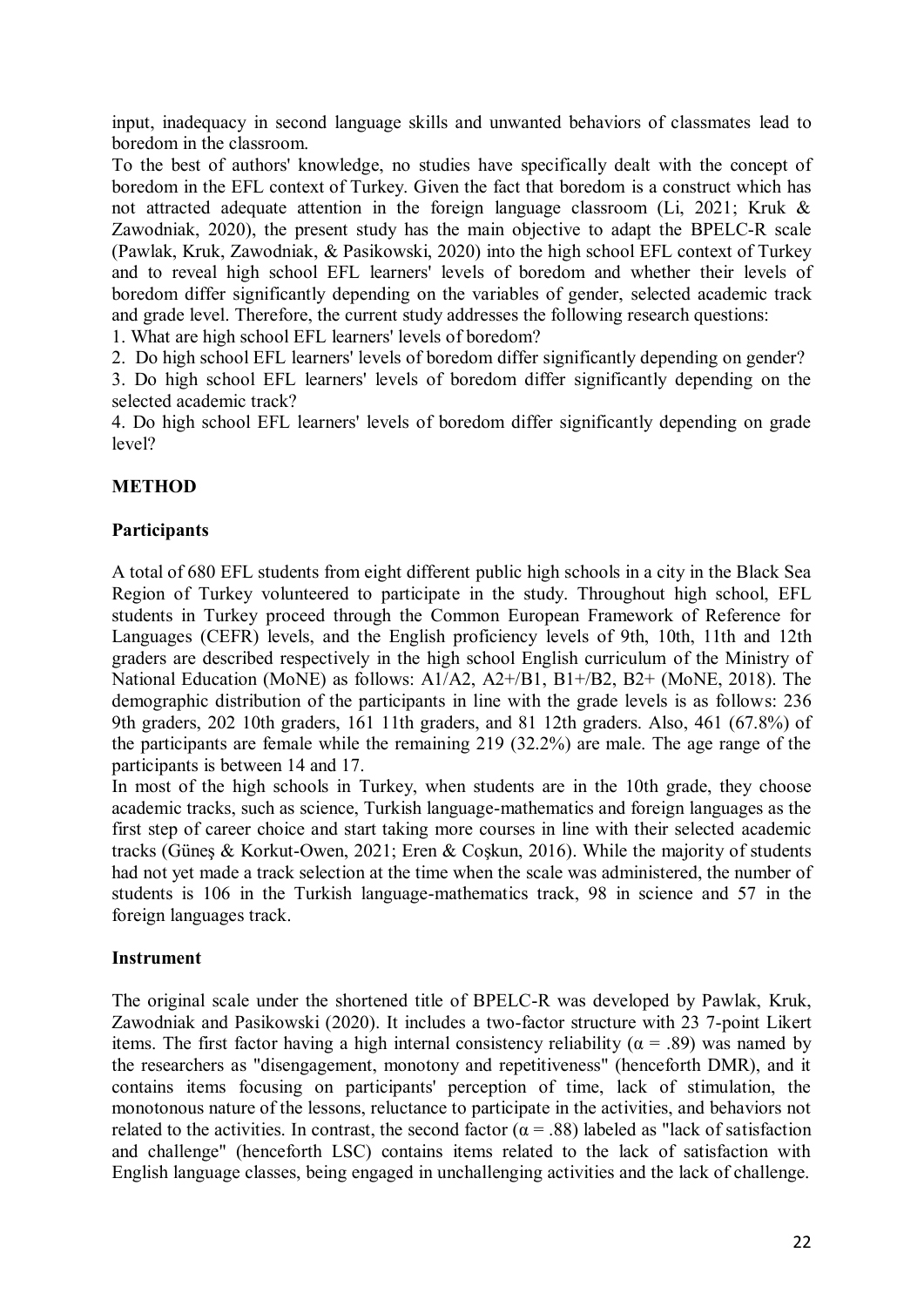input, inadequacy in second language skills and unwanted behaviors of classmates lead to boredom in the classroom.

To the best of authors' knowledge, no studies have specifically dealt with the concept of boredom in the EFL context of Turkey. Given the fact that boredom is a construct which has not attracted adequate attention in the foreign language classroom (Li, 2021; Kruk & Zawodniak, 2020), the present study has the main objective to adapt the BPELC-R scale (Pawlak, Kruk, Zawodniak, & Pasikowski, 2020) into the high school EFL context of Turkey and to reveal high school EFL learners' levels of boredom and whether their levels of boredom differ significantly depending on the variables of gender, selected academic track and grade level. Therefore, the current study addresses the following research questions:

1. What are high school EFL learners' levels of boredom?
2. Do high school EFL learners' levels of boredom differ significantly depending on gender?
3. Do high school EFL learners' levels of boredom differ significantly depending on the selected academic track?
4. Do high school EFL learners' levels of boredom differ significantly depending on grade level?

## METHOD

### Participants

A total of 680 EFL students from eight different public high schools in a city in the Black Sea Region of Turkey volunteered to participate in the study. Throughout high school, EFL students in Turkey proceed through the Common European Framework of Reference for Languages (CEFR) levels, and the English proficiency levels of 9th, 10th, 11th and 12th graders are described respectively in the high school English curriculum of the Ministry of National Education (MoNE) as follows: A1/A2, A2+/B1, B1+/B2, B2+ (MoNE, 2018). The demographic distribution of the participants in line with the grade levels is as follows: 236 9th graders, 202 10th graders, 161 11th graders, and 81 12th graders. Also, 461 (67.8%) of the participants are female while the remaining 219 (32.2%) are male. The age range of the participants is between 14 and 17.

In most of the high schools in Turkey, when students are in the 10th grade, they choose academic tracks, such as science, Turkish language-mathematics and foreign languages as the first step of career choice and start taking more courses in line with their selected academic tracks (Güneş & Korkut-Owen, 2021; Eren & Coşkun, 2016). While the majority of students had not yet made a track selection at the time when the scale was administered, the number of students is 106 in the Turkish language-mathematics track, 98 in science and 57 in the foreign languages track.

### Instrument

The original scale under the shortened title of BPELC-R was developed by Pawlak, Kruk, Zawodniak and Pasikowski (2020). It includes a two-factor structure with 23 7-point Likert items. The first factor having a high internal consistency reliability ($\alpha = .89$) was named by the researchers as "disengagement, monotony and repetitiveness" (henceforth DMR), and it contains items focusing on participants' perception of time, lack of stimulation, the monotonous nature of the lessons, reluctance to participate in the activities, and behaviors not related to the activities. In contrast, the second factor ($\alpha = .88$) labeled as "lack of satisfaction and challenge" (henceforth LSC) contains items related to the lack of satisfaction with English language classes, being engaged in unchallenging activities and the lack of challenge.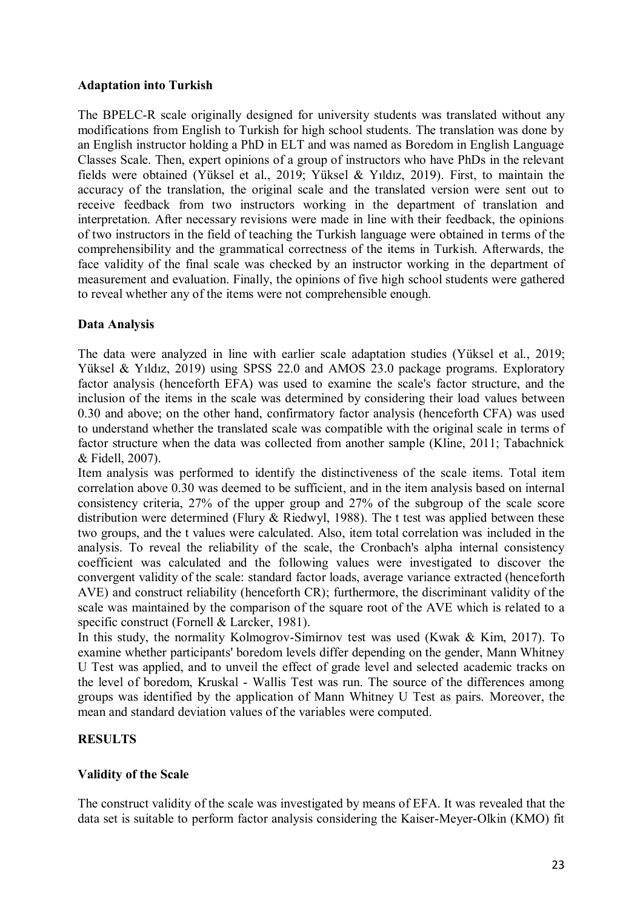### Adaptation into Turkish

The BPELC-R scale originally designed for university students was translated without any modifications from English to Turkish for high school students. The translation was done by an English instructor holding a PhD in ELT and was named as Boredom in English Language Classes Scale. Then, expert opinions of a group of instructors who have PhDs in the relevant fields were obtained (Yüksel et al., 2019; Yüksel & Yıldız, 2019). First, to maintain the accuracy of the translation, the original scale and the translated version were sent out to receive feedback from two instructors working in the department of translation and interpretation. After necessary revisions were made in line with their feedback, the opinions of two instructors in the field of teaching the Turkish language were obtained in terms of the comprehensibility and the grammatical correctness of the items in Turkish. Afterwards, the face validity of the final scale was checked by an instructor working in the department of measurement and evaluation. Finally, the opinions of five high school students were gathered to reveal whether any of the items were not comprehensible enough.

### Data Analysis

The data were analyzed in line with earlier scale adaptation studies (Yüksel et al., 2019; Yüksel & Yıldız, 2019) using SPSS 22.0 and AMOS 23.0 package programs. Exploratory factor analysis (henceforth EFA) was used to examine the scale's factor structure, and the inclusion of the items in the scale was determined by considering their load values between 0.30 and above; on the other hand, confirmatory factor analysis (henceforth CFA) was used to understand whether the translated scale was compatible with the original scale in terms of factor structure when the data was collected from another sample (Kline, 2011; Tabachnick & Fidell, 2007).

Item analysis was performed to identify the distinctiveness of the scale items. Total item correlation above 0.30 was deemed to be sufficient, and in the item analysis based on internal consistency criteria, 27% of the upper group and 27% of the subgroup of the scale score distribution were determined (Flury & Riedwyl, 1988). The t test was applied between these two groups, and the t values were calculated. Also, item total correlation was included in the analysis. To reveal the reliability of the scale, the Cronbach's alpha internal consistency coefficient was calculated and the following values were investigated to discover the convergent validity of the scale: standard factor loads, average variance extracted (henceforth AVE) and construct reliability (henceforth CR); furthermore, the discriminant validity of the scale was maintained by the comparison of the square root of the AVE which is related to a specific construct (Fornell & Larcker, 1981).

In this study, the normality Kolmogrov-Simirnov test was used (Kwak & Kim, 2017). To examine whether participants' boredom levels differ depending on the gender, Mann Whitney U Test was applied, and to unveil the effect of grade level and selected academic tracks on the level of boredom, Kruskal - Wallis Test was run. The source of the differences among groups was identified by the application of Mann Whitney U Test as pairs. Moreover, the mean and standard deviation values of the variables were computed.

## RESULTS

### Validity of the Scale

The construct validity of the scale was investigated by means of EFA. It was revealed that the data set is suitable to perform factor analysis considering the Kaiser-Meyer-Olkin (KMO) fit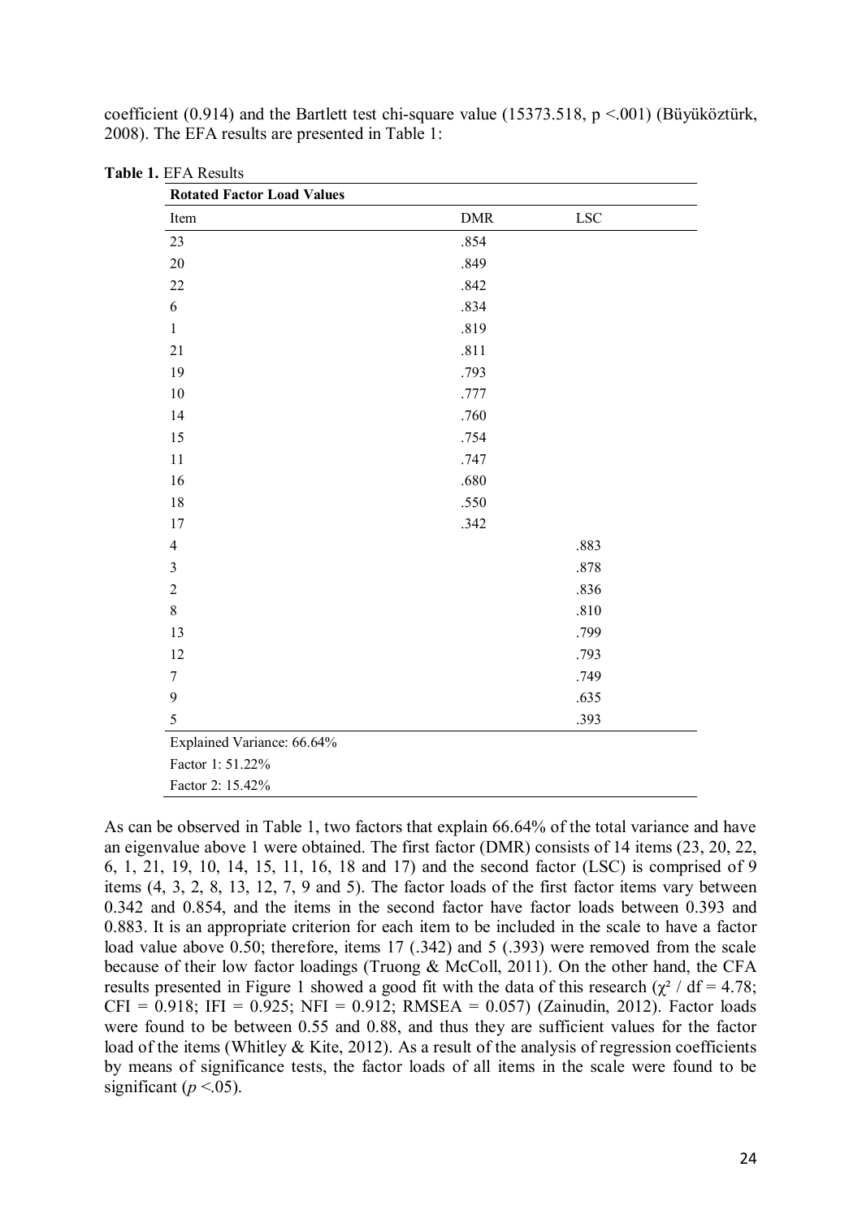coefficient (0.914) and the Bartlett test chi-square value (15373.518, $p < .001$) (Büyüköztürk, 2008). The EFA results are presented in Table 1:

**Table 1.** EFA Results

| **Rotated Factor Load Values** | | |
|---|---|---|
| Item | DMR | LSC |
| 23 | .854 | |
| 20 | .849 | |
| 22 | .842 | |
| 6 | .834 | |
| 1 | .819 | |
| 21 | .811 | |
| 19 | .793 | |
| 10 | .777 | |
| 14 | .760 | |
| 15 | .754 | |
| 11 | .747 | |
| 16 | .680 | |
| 18 | .550 | |
| 17 | .342 | |
| 4 | | .883 |
| 3 | | .878 |
| 2 | | .836 |
| 8 | | .810 |
| 13 | | .799 |
| 12 | | .793 |
| 7 | | .749 |
| 9 | | .635 |
| 5 | | .393 |
| Explained Variance: 66.64% | | |
| Factor 1: 51.22% | | |
| Factor 2: 15.42% | | |

As can be observed in Table 1, two factors that explain 66.64% of the total variance and have an eigenvalue above 1 were obtained. The first factor (DMR) consists of 14 items (23, 20, 22, 6, 1, 21, 19, 10, 14, 15, 11, 16, 18 and 17) and the second factor (LSC) is comprised of 9 items (4, 3, 2, 8, 13, 12, 7, 9 and 5). The factor loads of the first factor items vary between 0.342 and 0.854, and the items in the second factor have factor loads between 0.393 and 0.883. It is an appropriate criterion for each item to be included in the scale to have a factor load value above 0.50; therefore, items 17 (.342) and 5 (.393) were removed from the scale because of their low factor loadings (Truong & McColl, 2011). On the other hand, the CFA results presented in Figure 1 showed a good fit with the data of this research ($\chi^2$ / df = 4.78; CFI = 0.918; IFI = 0.925; NFI = 0.912; RMSEA = 0.057) (Zainudin, 2012). Factor loads were found to be between 0.55 and 0.88, and thus they are sufficient values for the factor load of the items (Whitley & Kite, 2012). As a result of the analysis of regression coefficients by means of significance tests, the factor loads of all items in the scale were found to be significant ($p < .05$).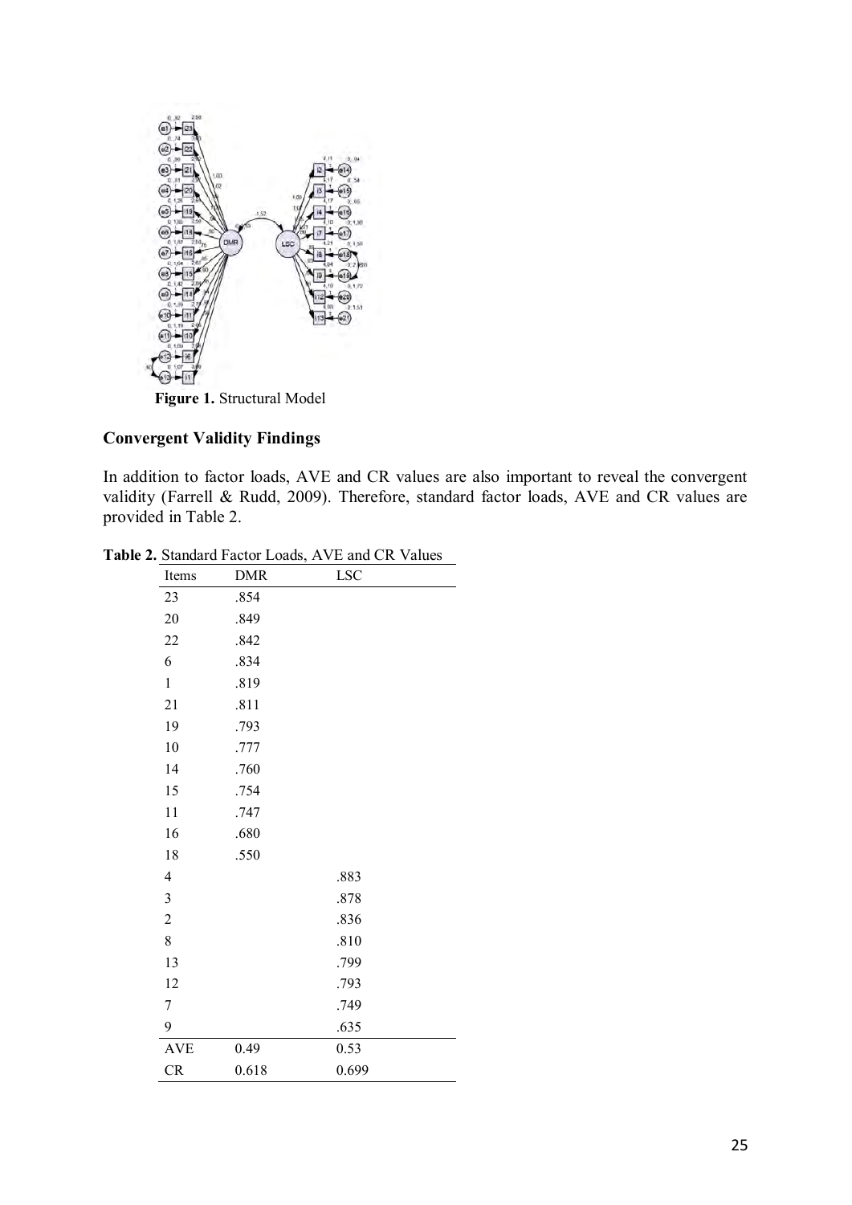**Figure 1.** Structural Model

## Convergent Validity Findings

In addition to factor loads, AVE and CR values are also important to reveal the convergent validity (Farrell & Rudd, 2009). Therefore, standard factor loads, AVE and CR values are provided in Table 2.

**Table 2.** Standard Factor Loads, AVE and CR Values

| Items | DMR | LSC |
|---|---|---|
| 23 | .854 | |
| 20 | .849 | |
| 22 | .842 | |
| 6 | .834 | |
| 1 | .819 | |
| 21 | .811 | |
| 19 | .793 | |
| 10 | .777 | |
| 14 | .760 | |
| 15 | .754 | |
| 11 | .747 | |
| 16 | .680 | |
| 18 | .550 | |
| 4 | | .883 |
| 3 | | .878 |
| 2 | | .836 |
| 8 | | .810 |
| 13 | | .799 |
| 12 | | .793 |
| 7 | | .749 |
| 9 | | .635 |
| AVE | 0.49 | 0.53 |
| CR | 0.618 | 0.699 |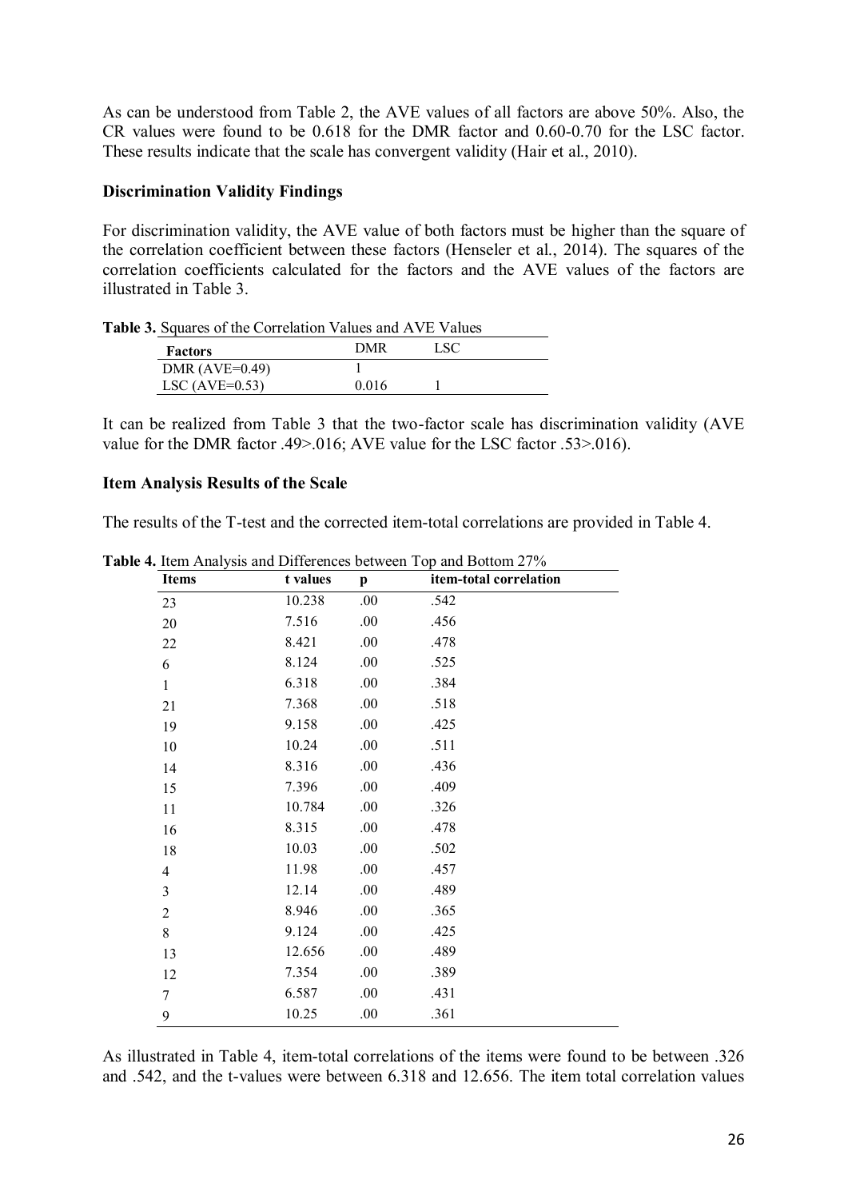As can be understood from Table 2, the AVE values of all factors are above 50%. Also, the CR values were found to be 0.618 for the DMR factor and 0.60-0.70 for the LSC factor. These results indicate that the scale has convergent validity (Hair et al., 2010).

### Discrimination Validity Findings

For discrimination validity, the AVE value of both factors must be higher than the square of the correlation coefficient between these factors (Henseler et al., 2014). The squares of the correlation coefficients calculated for the factors and the AVE values of the factors are illustrated in Table 3.

**Table 3.** Squares of the Correlation Values and AVE Values

| Factors | DMR | LSC |
|---|---|---|
| DMR (AVE=0.49) | 1 | |
| LSC (AVE=0.53) | 0.016 | 1 |

It can be realized from Table 3 that the two-factor scale has discrimination validity (AVE value for the DMR factor .49>.016; AVE value for the LSC factor .53>.016).

### Item Analysis Results of the Scale

The results of the T-test and the corrected item-total correlations are provided in Table 4.

**Table 4.** Item Analysis and Differences between Top and Bottom 27%

| Items | t values | p | item-total correlation |
|---|---|---|---|
| 23 | 10.238 | .00 | .542 |
| 20 | 7.516 | .00 | .456 |
| 22 | 8.421 | .00 | .478 |
| 6 | 8.124 | .00 | .525 |
| 1 | 6.318 | .00 | .384 |
| 21 | 7.368 | .00 | .518 |
| 19 | 9.158 | .00 | .425 |
| 10 | 10.24 | .00 | .511 |
| 14 | 8.316 | .00 | .436 |
| 15 | 7.396 | .00 | .409 |
| 11 | 10.784 | .00 | .326 |
| 16 | 8.315 | .00 | .478 |
| 18 | 10.03 | .00 | .502 |
| 4 | 11.98 | .00 | .457 |
| 3 | 12.14 | .00 | .489 |
| 2 | 8.946 | .00 | .365 |
| 8 | 9.124 | .00 | .425 |
| 13 | 12.656 | .00 | .489 |
| 12 | 7.354 | .00 | .389 |
| 7 | 6.587 | .00 | .431 |
| 9 | 10.25 | .00 | .361 |

As illustrated in Table 4, item-total correlations of the items were found to be between .326 and .542, and the t-values were between 6.318 and 12.656. The item total correlation values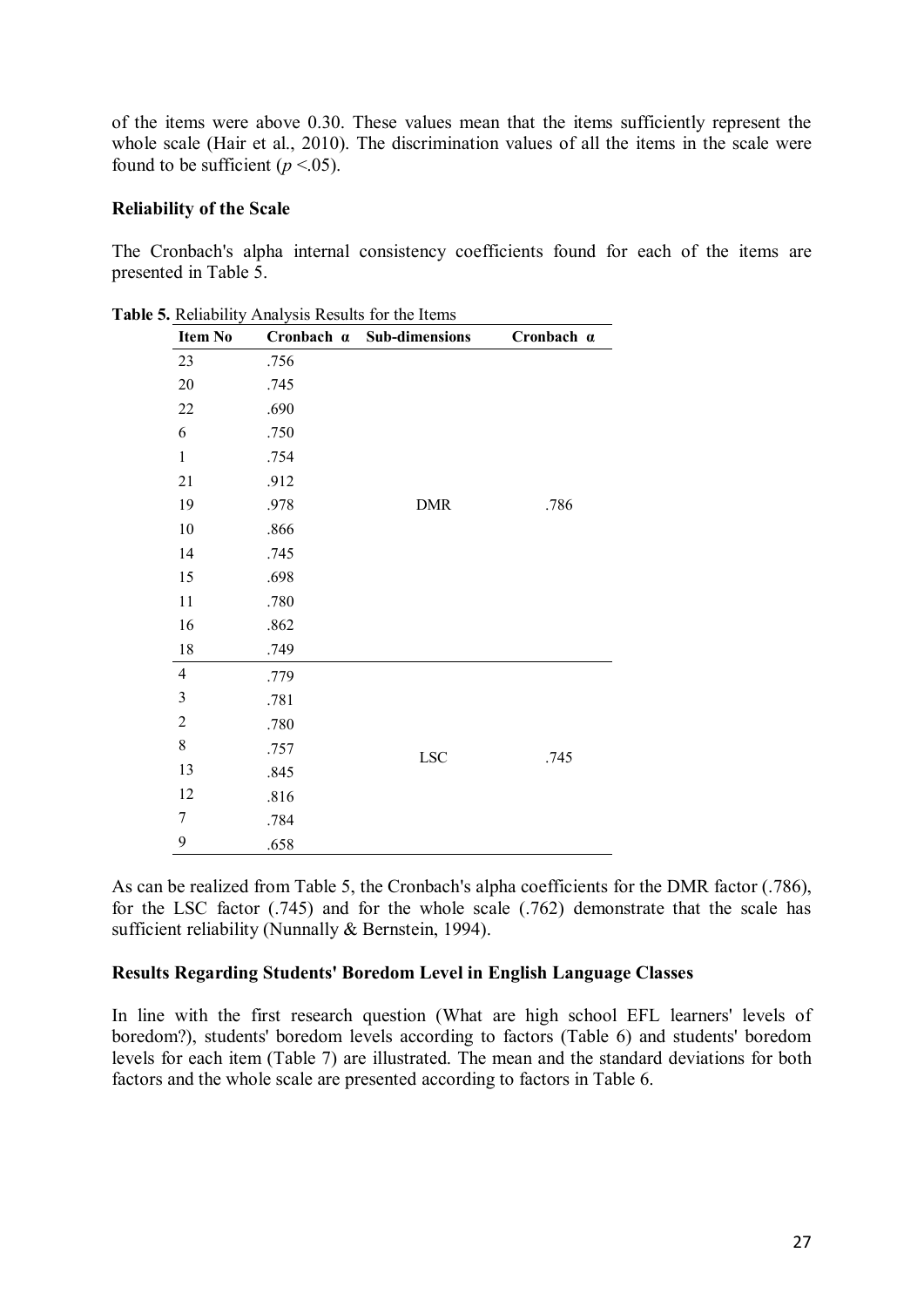of the items were above 0.30. These values mean that the items sufficiently represent the whole scale (Hair et al., 2010). The discrimination values of all the items in the scale were found to be sufficient ($p$ <.05).

**Reliability of the Scale**

The Cronbach's alpha internal consistency coefficients found for each of the items are presented in Table 5.

**Table 5.** Reliability Analysis Results for the Items

| Item No | Cronbach α | Sub-dimensions | Cronbach α |
|---|---|---|---|
| 23 | .756 | | |
| 20 | .745 | | |
| 22 | .690 | | |
| 6 | .750 | | |
| 1 | .754 | | |
| 21 | .912 | | |
| 19 | .978 | DMR | .786 |
| 10 | .866 | | |
| 14 | .745 | | |
| 15 | .698 | | |
| 11 | .780 | | |
| 16 | .862 | | |
| 18 | .749 | | |
| 4 | .779 | | |
| 3 | .781 | | |
| 2 | .780 | | |
| 8 | .757 | LSC | .745 |
| 13 | .845 | | |
| 12 | .816 | | |
| 7 | .784 | | |
| 9 | .658 | | |

As can be realized from Table 5, the Cronbach's alpha coefficients for the DMR factor (.786), for the LSC factor (.745) and for the whole scale (.762) demonstrate that the scale has sufficient reliability (Nunnally & Bernstein, 1994).

**Results Regarding Students' Boredom Level in English Language Classes**

In line with the first research question (What are high school EFL learners' levels of boredom?), students' boredom levels according to factors (Table 6) and students' boredom levels for each item (Table 7) are illustrated. The mean and the standard deviations for both factors and the whole scale are presented according to factors in Table 6.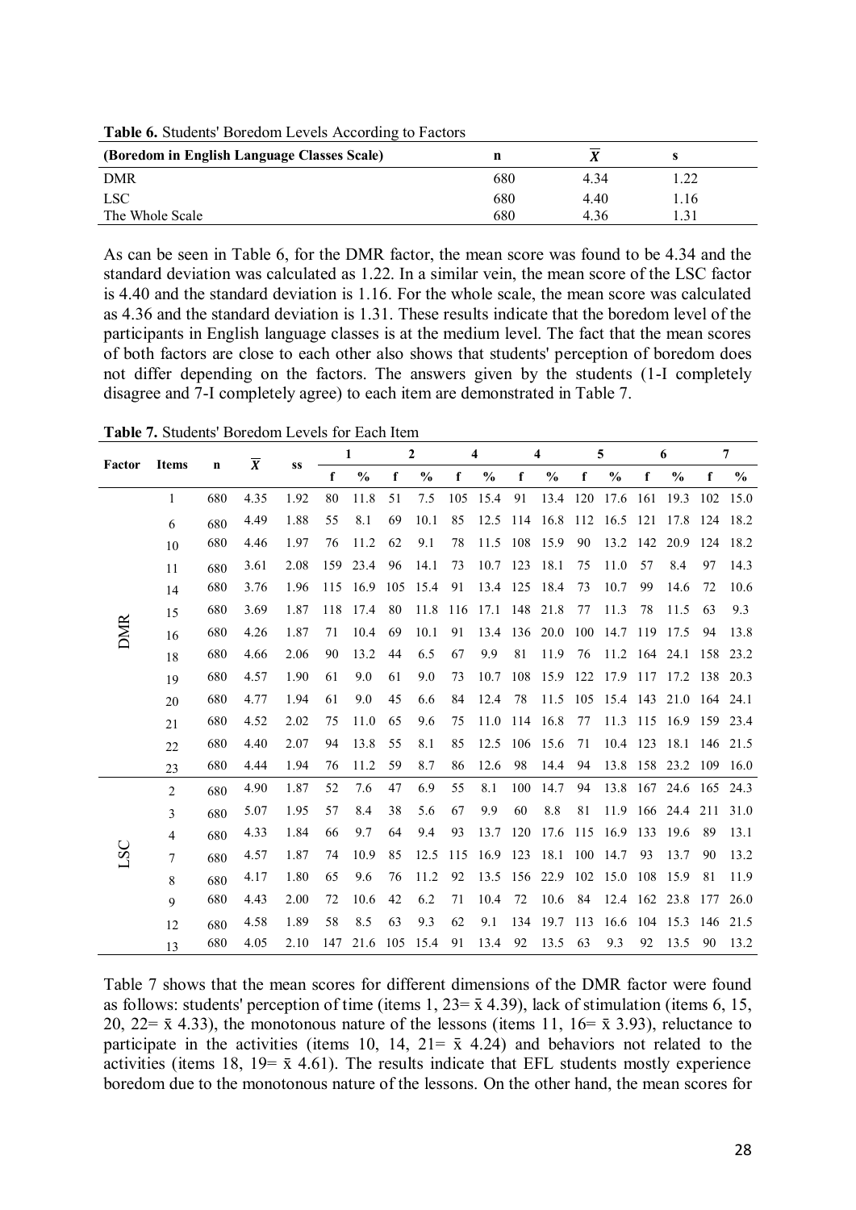**Table 6.** Students' Boredom Levels According to Factors

| (Boredom in English Language Classes Scale) | n | $\overline{X}$ | s |
|---|---|---|---|
| DMR | 680 | 4.34 | 1.22 |
| LSC | 680 | 4.40 | 1.16 |
| The Whole Scale | 680 | 4.36 | 1.31 |

As can be seen in Table 6, for the DMR factor, the mean score was found to be 4.34 and the standard deviation was calculated as 1.22. In a similar vein, the mean score of the LSC factor is 4.40 and the standard deviation is 1.16. For the whole scale, the mean score was calculated as 4.36 and the standard deviation is 1.31. These results indicate that the boredom level of the participants in English language classes is at the medium level. The fact that the mean scores of both factors are close to each other also shows that students' perception of boredom does not differ depending on the factors. The answers given by the students (1-I completely disagree and 7-I completely agree) to each item are demonstrated in Table 7.

**Table 7.** Students' Boredom Levels for Each Item

| Factor | Items | n | $\overline{X}$ | ss | 1 | | 2 | | 4 | | 4 | | 5 | | 6 | | 7 | |
|---|---|---|---|---|---|---|---|---|---|---|---|---|---|---|---|---|---|---|
| | | | | | f | % | f | % | f | % | f | % | f | % | f | % | f | % |
| DMR | 1 | 680 | 4.35 | 1.92 | 80 | 11.8 | 51 | 7.5 | 105 | 15.4 | 91 | 13.4 | 120 | 17.6 | 161 | 19.3 | 102 | 15.0 |
| | 6 | 680 | 4.49 | 1.88 | 55 | 8.1 | 69 | 10.1 | 85 | 12.5 | 114 | 16.8 | 112 | 16.5 | 121 | 17.8 | 124 | 18.2 |
| | 10 | 680 | 4.46 | 1.97 | 76 | 11.2 | 62 | 9.1 | 78 | 11.5 | 108 | 15.9 | 90 | 13.2 | 142 | 20.9 | 124 | 18.2 |
| | 11 | 680 | 3.61 | 2.08 | 159 | 23.4 | 96 | 14.1 | 73 | 10.7 | 123 | 18.1 | 75 | 11.0 | 57 | 8.4 | 97 | 14.3 |
| | 14 | 680 | 3.76 | 1.96 | 115 | 16.9 | 105 | 15.4 | 91 | 13.4 | 125 | 18.4 | 73 | 10.7 | 99 | 14.6 | 72 | 10.6 |
| | 15 | 680 | 3.69 | 1.87 | 118 | 17.4 | 80 | 11.8 | 116 | 17.1 | 148 | 21.8 | 77 | 11.3 | 78 | 11.5 | 63 | 9.3 |
| | 16 | 680 | 4.26 | 1.87 | 71 | 10.4 | 69 | 10.1 | 91 | 13.4 | 136 | 20.0 | 100 | 14.7 | 119 | 17.5 | 94 | 13.8 |
| | 18 | 680 | 4.66 | 2.06 | 90 | 13.2 | 44 | 6.5 | 67 | 9.9 | 81 | 11.9 | 76 | 11.2 | 164 | 24.1 | 158 | 23.2 |
| | 19 | 680 | 4.57 | 1.90 | 61 | 9.0 | 61 | 9.0 | 73 | 10.7 | 108 | 15.9 | 122 | 17.9 | 117 | 17.2 | 138 | 20.3 |
| | 20 | 680 | 4.77 | 1.94 | 61 | 9.0 | 45 | 6.6 | 84 | 12.4 | 78 | 11.5 | 105 | 15.4 | 143 | 21.0 | 164 | 24.1 |
| | 21 | 680 | 4.52 | 2.02 | 75 | 11.0 | 65 | 9.6 | 75 | 11.0 | 114 | 16.8 | 77 | 11.3 | 115 | 16.9 | 159 | 23.4 |
| | 22 | 680 | 4.40 | 2.07 | 94 | 13.8 | 55 | 8.1 | 85 | 12.5 | 106 | 15.6 | 71 | 10.4 | 123 | 18.1 | 146 | 21.5 |
| | 23 | 680 | 4.44 | 1.94 | 76 | 11.2 | 59 | 8.7 | 86 | 12.6 | 98 | 14.4 | 94 | 13.8 | 158 | 23.2 | 109 | 16.0 |
| LSC | 2 | 680 | 4.90 | 1.87 | 52 | 7.6 | 47 | 6.9 | 55 | 8.1 | 100 | 14.7 | 94 | 13.8 | 167 | 24.6 | 165 | 24.3 |
| | 3 | 680 | 5.07 | 1.95 | 57 | 8.4 | 38 | 5.6 | 67 | 9.9 | 60 | 8.8 | 81 | 11.9 | 166 | 24.4 | 211 | 31.0 |
| | 4 | 680 | 4.33 | 1.84 | 66 | 9.7 | 64 | 9.4 | 93 | 13.7 | 120 | 17.6 | 115 | 16.9 | 133 | 19.6 | 89 | 13.1 |
| | 7 | 680 | 4.57 | 1.87 | 74 | 10.9 | 85 | 12.5 | 115 | 16.9 | 123 | 18.1 | 100 | 14.7 | 93 | 13.7 | 90 | 13.2 |
| | 8 | 680 | 4.17 | 1.80 | 65 | 9.6 | 76 | 11.2 | 92 | 13.5 | 156 | 22.9 | 102 | 15.0 | 108 | 15.9 | 81 | 11.9 |
| | 9 | 680 | 4.43 | 2.00 | 72 | 10.6 | 42 | 6.2 | 71 | 10.4 | 72 | 10.6 | 84 | 12.4 | 162 | 23.8 | 177 | 26.0 |
| | 12 | 680 | 4.58 | 1.89 | 58 | 8.5 | 63 | 9.3 | 62 | 9.1 | 134 | 19.7 | 113 | 16.6 | 104 | 15.3 | 146 | 21.5 |
| | 13 | 680 | 4.05 | 2.10 | 147 | 21.6 | 105 | 15.4 | 91 | 13.4 | 92 | 13.5 | 63 | 9.3 | 92 | 13.5 | 90 | 13.2 |

Table 7 shows that the mean scores for different dimensions of the DMR factor were found as follows: students' perception of time (items 1, 23= $\bar{x}$ 4.39), lack of stimulation (items 6, 15, 20, 22= $\bar{x}$ 4.33), the monotonous nature of the lessons (items 11, 16= $\bar{x}$ 3.93), reluctance to participate in the activities (items 10, 14, 21= $\bar{x}$ 4.24) and behaviors not related to the activities (items 18, 19= $\bar{x}$ 4.61). The results indicate that EFL students mostly experience boredom due to the monotonous nature of the lessons. On the other hand, the mean scores for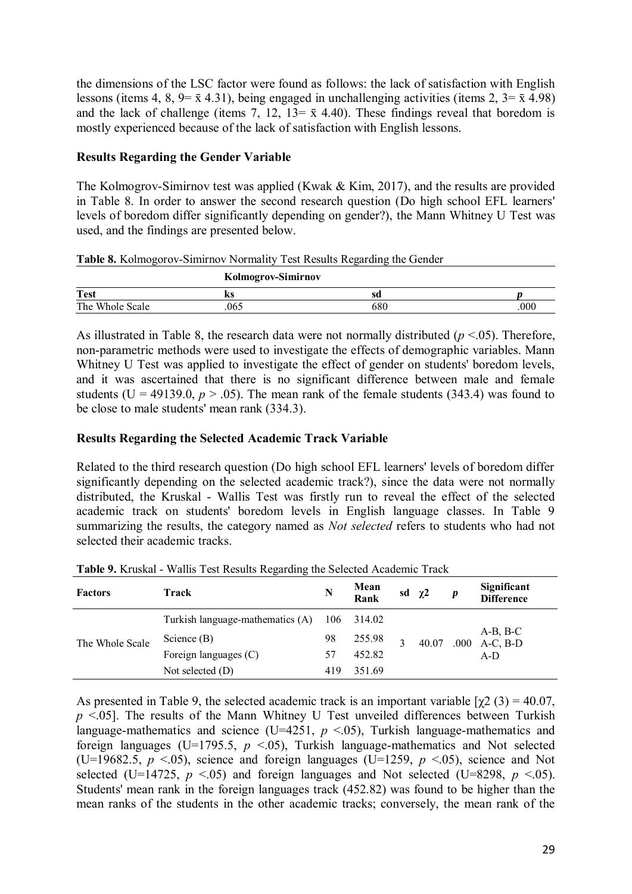the dimensions of the LSC factor were found as follows: the lack of satisfaction with English lessons (items 4, 8, 9= $\bar{x}$ 4.31), being engaged in unchallenging activities (items 2, 3= $\bar{x}$ 4.98) and the lack of challenge (items 7, 12, 13= $\bar{x}$ 4.40). These findings reveal that boredom is mostly experienced because of the lack of satisfaction with English lessons.

### Results Regarding the Gender Variable

The Kolmogrov-Simirnov test was applied (Kwak & Kim, 2017), and the results are provided in Table 8. In order to answer the second research question (Do high school EFL learners' levels of boredom differ significantly depending on gender?), the Mann Whitney U Test was used, and the findings are presented below.

**Table 8.** Kolmogorov-Simirnov Normality Test Results Regarding the Gender

| | Kolmogrov-Simirnov | | |
|---|---|---|---|
| **Test** | **ks** | **sd** | ***p*** |
| The Whole Scale | .065 | 680 | .000 |

As illustrated in Table 8, the research data were not normally distributed ($p < .05$). Therefore, non-parametric methods were used to investigate the effects of demographic variables. Mann Whitney U Test was applied to investigate the effect of gender on students' boredom levels, and it was ascertained that there is no significant difference between male and female students ($U = 49139.0$, $p > .05$). The mean rank of the female students (343.4) was found to be close to male students' mean rank (334.3).

### Results Regarding the Selected Academic Track Variable

Related to the third research question (Do high school EFL learners' levels of boredom differ significantly depending on the selected academic track?), since the data were not normally distributed, the Kruskal - Wallis Test was firstly run to reveal the effect of the selected academic track on students' boredom levels in English language classes. In Table 9 summarizing the results, the category named as *Not selected* refers to students who had not selected their academic tracks.

**Table 9.** Kruskal - Wallis Test Results Regarding the Selected Academic Track

| Factors | Track | N | Mean Rank | sd | $\chi2$ | *p* | Significant Difference |
|---|---|---|---|---|---|---|---|
| The Whole Scale | Turkish language-mathematics (A) | 106 | 314.02 | 3 | 40.07 | .000 | A-B, B-C A-C, B-D A-D |
| | Science (B) | 98 | 255.98 | | | | |
| | Foreign languages (C) | 57 | 452.82 | | | | |
| | Not selected (D) | 419 | 351.69 | | | | |

As presented in Table 9, the selected academic track is an important variable [$\chi2$ (3) = 40.07, $p < .05$]. The results of the Mann Whitney U Test unveiled differences between Turkish language-mathematics and science ($U=4251$, $p < .05$), Turkish language-mathematics and foreign languages ($U=1795.5$, $p < .05$), Turkish language-mathematics and Not selected ($U=19682.5$, $p < .05$), science and foreign languages ($U=1259$, $p < .05$), science and Not selected ($U=14725$, $p < .05$) and foreign languages and Not selected ($U=8298$, $p < .05$). Students' mean rank in the foreign languages track (452.82) was found to be higher than the mean ranks of the students in the other academic tracks; conversely, the mean rank of the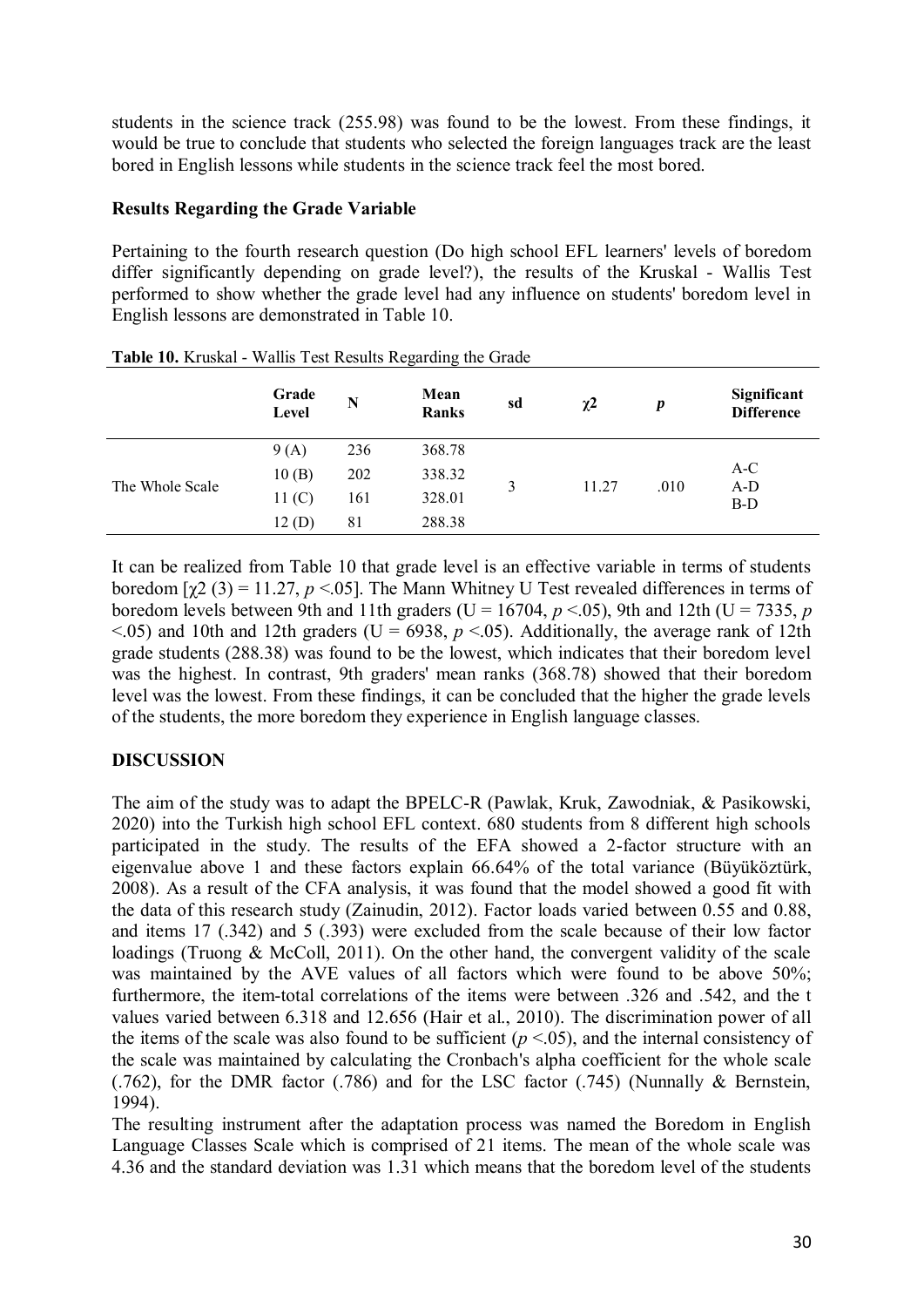students in the science track (255.98) was found to be the lowest. From these findings, it would be true to conclude that students who selected the foreign languages track are the least bored in English lessons while students in the science track feel the most bored.

**Results Regarding the Grade Variable**

Pertaining to the fourth research question (Do high school EFL learners' levels of boredom differ significantly depending on grade level?), the results of the Kruskal - Wallis Test performed to show whether the grade level had any influence on students' boredom level in English lessons are demonstrated in Table 10.

**Table 10.** Kruskal - Wallis Test Results Regarding the Grade

| | Grade Level | N | Mean Ranks | sd | $\chi 2$ | *p* | Significant Difference |
|---|---|---|---|---|---|---|---|
| The Whole Scale | 9 (A) | 236 | 368.78 | 3 | 11.27 | .010 | A-C<br>A-D<br>B-D |
| | 10 (B) | 202 | 338.32 | | | | |
| | 11 (C) | 161 | 328.01 | | | | |
| | 12 (D) | 81 | 288.38 | | | | |

It can be realized from Table 10 that grade level is an effective variable in terms of students boredom [$\chi 2$ (3) = 11.27, $p < .05$]. The Mann Whitney U Test revealed differences in terms of boredom levels between 9th and 11th graders (U = 16704, $p < .05$), 9th and 12th (U = 7335, $p < .05$) and 10th and 12th graders (U = 6938, $p < .05$). Additionally, the average rank of 12th grade students (288.38) was found to be the lowest, which indicates that their boredom level was the highest. In contrast, 9th graders' mean ranks (368.78) showed that their boredom level was the lowest. From these findings, it can be concluded that the higher the grade levels of the students, the more boredom they experience in English language classes.

**DISCUSSION**

The aim of the study was to adapt the BPELC-R (Pawlak, Kruk, Zawodniak, & Pasikowski, 2020) into the Turkish high school EFL context. 680 students from 8 different high schools participated in the study. The results of the EFA showed a 2-factor structure with an eigenvalue above 1 and these factors explain 66.64% of the total variance (Büyüköztürk, 2008). As a result of the CFA analysis, it was found that the model showed a good fit with the data of this research study (Zainudin, 2012). Factor loads varied between 0.55 and 0.88, and items 17 (.342) and 5 (.393) were excluded from the scale because of their low factor loadings (Truong & McColl, 2011). On the other hand, the convergent validity of the scale was maintained by the AVE values of all factors which were found to be above 50%; furthermore, the item-total correlations of the items were between .326 and .542, and the t values varied between 6.318 and 12.656 (Hair et al., 2010). The discrimination power of all the items of the scale was also found to be sufficient ($p < .05$), and the internal consistency of the scale was maintained by calculating the Cronbach's alpha coefficient for the whole scale (.762), for the DMR factor (.786) and for the LSC factor (.745) (Nunnally & Bernstein, 1994).

The resulting instrument after the adaptation process was named the Boredom in English Language Classes Scale which is comprised of 21 items. The mean of the whole scale was 4.36 and the standard deviation was 1.31 which means that the boredom level of the students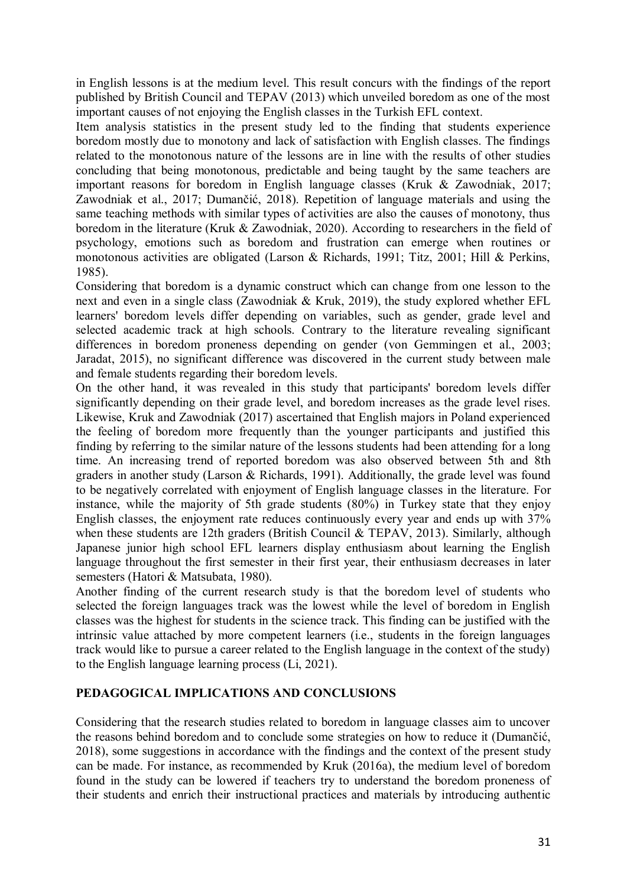in English lessons is at the medium level. This result concurs with the findings of the report published by British Council and TEPAV (2013) which unveiled boredom as one of the most important causes of not enjoying the English classes in the Turkish EFL context.

Item analysis statistics in the present study led to the finding that students experience boredom mostly due to monotony and lack of satisfaction with English classes. The findings related to the monotonous nature of the lessons are in line with the results of other studies concluding that being monotonous, predictable and being taught by the same teachers are important reasons for boredom in English language classes (Kruk & Zawodniak, 2017; Zawodniak et al., 2017; Dumančić, 2018). Repetition of language materials and using the same teaching methods with similar types of activities are also the causes of monotony, thus boredom in the literature (Kruk & Zawodniak, 2020). According to researchers in the field of psychology, emotions such as boredom and frustration can emerge when routines or monotonous activities are obligated (Larson & Richards, 1991; Titz, 2001; Hill & Perkins, 1985).

Considering that boredom is a dynamic construct which can change from one lesson to the next and even in a single class (Zawodniak & Kruk, 2019), the study explored whether EFL learners' boredom levels differ depending on variables, such as gender, grade level and selected academic track at high schools. Contrary to the literature revealing significant differences in boredom proneness depending on gender (von Gemmingen et al., 2003; Jaradat, 2015), no significant difference was discovered in the current study between male and female students regarding their boredom levels.

On the other hand, it was revealed in this study that participants' boredom levels differ significantly depending on their grade level, and boredom increases as the grade level rises. Likewise, Kruk and Zawodniak (2017) ascertained that English majors in Poland experienced the feeling of boredom more frequently than the younger participants and justified this finding by referring to the similar nature of the lessons students had been attending for a long time. An increasing trend of reported boredom was also observed between 5th and 8th graders in another study (Larson & Richards, 1991). Additionally, the grade level was found to be negatively correlated with enjoyment of English language classes in the literature. For instance, while the majority of 5th grade students (80%) in Turkey state that they enjoy English classes, the enjoyment rate reduces continuously every year and ends up with 37% when these students are 12th graders (British Council & TEPAV, 2013). Similarly, although Japanese junior high school EFL learners display enthusiasm about learning the English language throughout the first semester in their first year, their enthusiasm decreases in later semesters (Hatori & Matsubata, 1980).

Another finding of the current research study is that the boredom level of students who selected the foreign languages track was the lowest while the level of boredom in English classes was the highest for students in the science track. This finding can be justified with the intrinsic value attached by more competent learners (i.e., students in the foreign languages track would like to pursue a career related to the English language in the context of the study) to the English language learning process (Li, 2021).

## PEDAGOGICAL IMPLICATIONS AND CONCLUSIONS

Considering that the research studies related to boredom in language classes aim to uncover the reasons behind boredom and to conclude some strategies on how to reduce it (Dumančić, 2018), some suggestions in accordance with the findings and the context of the present study can be made. For instance, as recommended by Kruk (2016a), the medium level of boredom found in the study can be lowered if teachers try to understand the boredom proneness of their students and enrich their instructional practices and materials by introducing authentic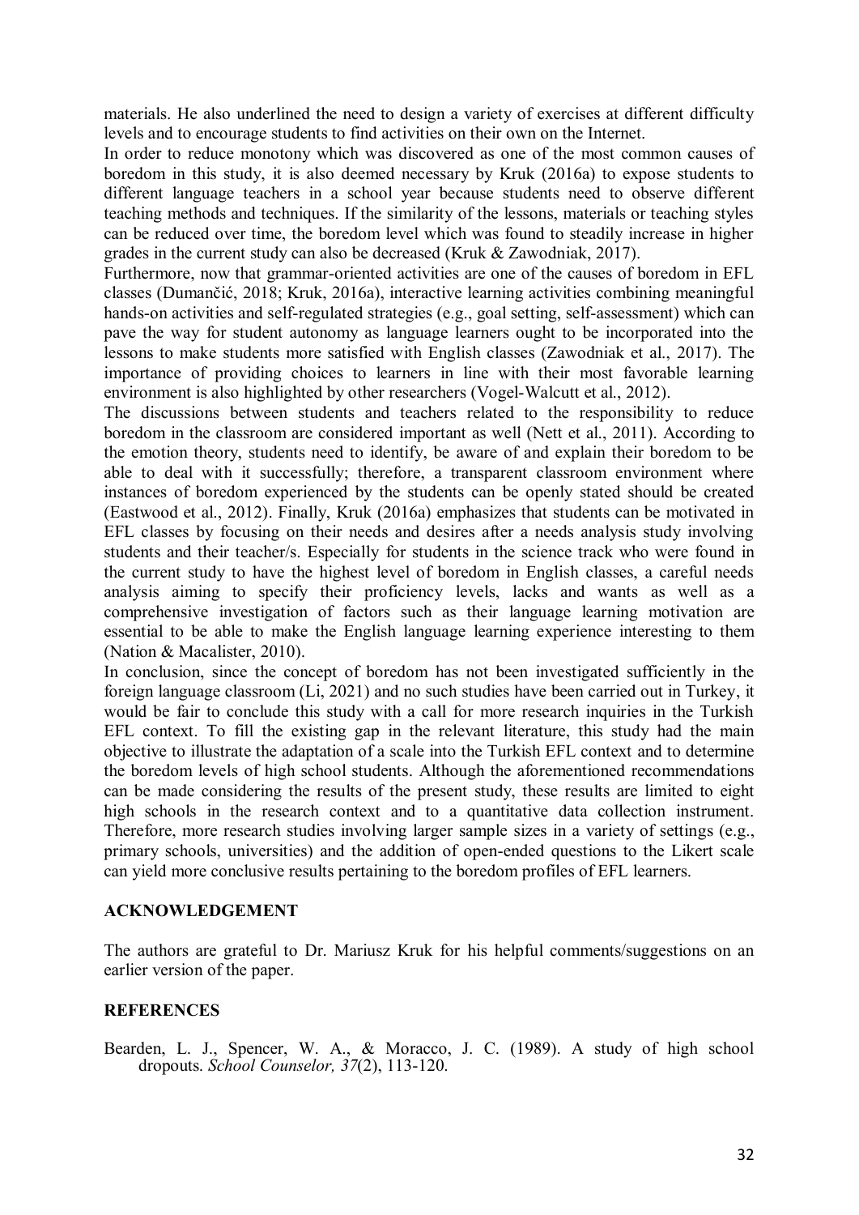materials. He also underlined the need to design a variety of exercises at different difficulty levels and to encourage students to find activities on their own on the Internet.

In order to reduce monotony which was discovered as one of the most common causes of boredom in this study, it is also deemed necessary by Kruk (2016a) to expose students to different language teachers in a school year because students need to observe different teaching methods and techniques. If the similarity of the lessons, materials or teaching styles can be reduced over time, the boredom level which was found to steadily increase in higher grades in the current study can also be decreased (Kruk & Zawodniak, 2017).

Furthermore, now that grammar-oriented activities are one of the causes of boredom in EFL classes (Dumančić, 2018; Kruk, 2016a), interactive learning activities combining meaningful hands-on activities and self-regulated strategies (e.g., goal setting, self-assessment) which can pave the way for student autonomy as language learners ought to be incorporated into the lessons to make students more satisfied with English classes (Zawodniak et al., 2017). The importance of providing choices to learners in line with their most favorable learning environment is also highlighted by other researchers (Vogel-Walcutt et al., 2012).

The discussions between students and teachers related to the responsibility to reduce boredom in the classroom are considered important as well (Nett et al., 2011). According to the emotion theory, students need to identify, be aware of and explain their boredom to be able to deal with it successfully; therefore, a transparent classroom environment where instances of boredom experienced by the students can be openly stated should be created (Eastwood et al., 2012). Finally, Kruk (2016a) emphasizes that students can be motivated in EFL classes by focusing on their needs and desires after a needs analysis study involving students and their teacher/s. Especially for students in the science track who were found in the current study to have the highest level of boredom in English classes, a careful needs analysis aiming to specify their proficiency levels, lacks and wants as well as a comprehensive investigation of factors such as their language learning motivation are essential to be able to make the English language learning experience interesting to them (Nation & Macalister, 2010).

In conclusion, since the concept of boredom has not been investigated sufficiently in the foreign language classroom (Li, 2021) and no such studies have been carried out in Turkey, it would be fair to conclude this study with a call for more research inquiries in the Turkish EFL context. To fill the existing gap in the relevant literature, this study had the main objective to illustrate the adaptation of a scale into the Turkish EFL context and to determine the boredom levels of high school students. Although the aforementioned recommendations can be made considering the results of the present study, these results are limited to eight high schools in the research context and to a quantitative data collection instrument. Therefore, more research studies involving larger sample sizes in a variety of settings (e.g., primary schools, universities) and the addition of open-ended questions to the Likert scale can yield more conclusive results pertaining to the boredom profiles of EFL learners.

## ACKNOWLEDGEMENT

The authors are grateful to Dr. Mariusz Kruk for his helpful comments/suggestions on an earlier version of the paper.

## REFERENCES

Bearden, L. J., Spencer, W. A., & Moracco, J. C. (1989). A study of high school dropouts. *School Counselor, 37*(2), 113-120.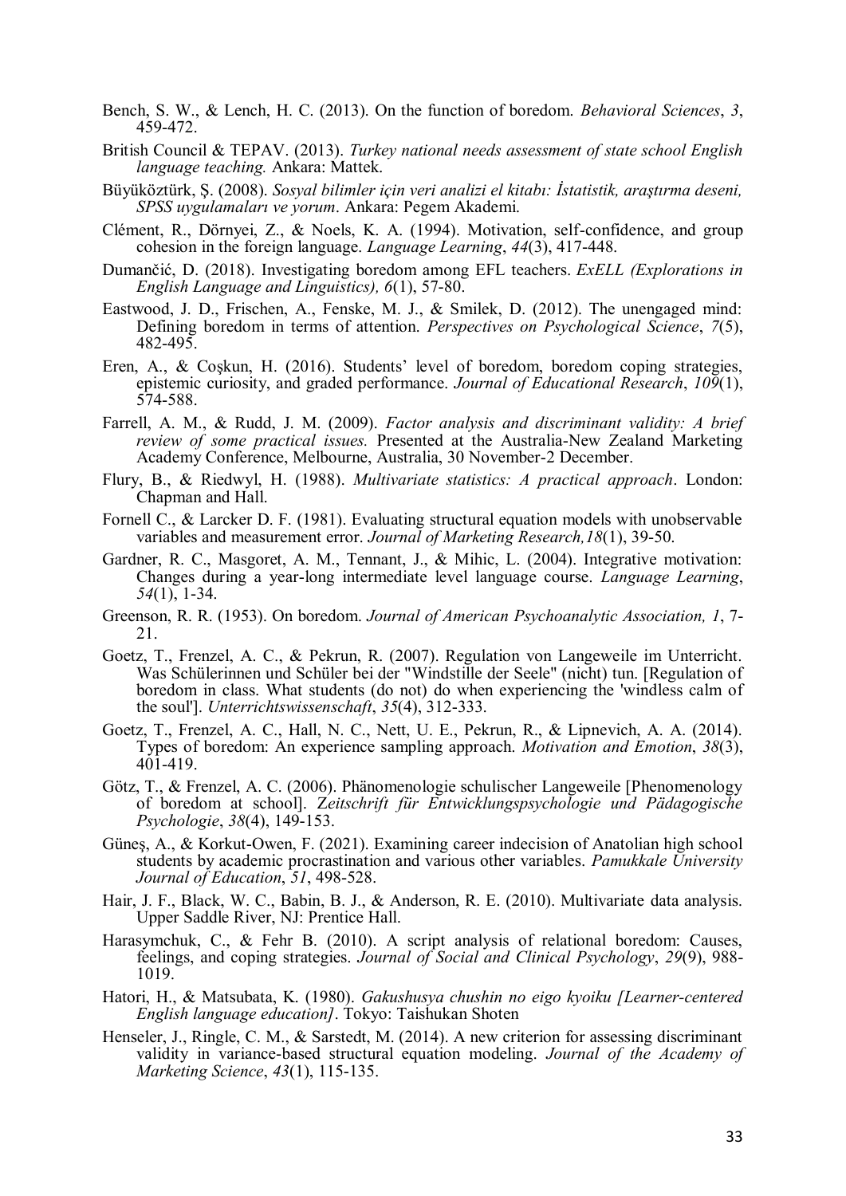Bench, S. W., & Lench, H. C. (2013). On the function of boredom. *Behavioral Sciences*, *3*, 459-472.

British Council & TEPAV. (2013). *Turkey national needs assessment of state school English language teaching.* Ankara: Mattek.

Büyüköztürk, Ş. (2008). *Sosyal bilimler için veri analizi el kitabı: İstatistik, araştırma deseni, SPSS uygulamaları ve yorum*. Ankara: Pegem Akademi.

Clément, R., Dörnyei, Z., & Noels, K. A. (1994). Motivation, self-confidence, and group cohesion in the foreign language. *Language Learning*, *44*(3), 417-448.

Dumančić, D. (2018). Investigating boredom among EFL teachers. *ExELL (Explorations in English Language and Linguistics), 6*(1), 57-80.

Eastwood, J. D., Frischen, A., Fenske, M. J., & Smilek, D. (2012). The unengaged mind: Defining boredom in terms of attention. *Perspectives on Psychological Science*, *7*(5), 482-495.

Eren, A., & Coşkun, H. (2016). Students' level of boredom, boredom coping strategies, epistemic curiosity, and graded performance. *Journal of Educational Research*, *109*(1), 574-588.

Farrell, A. M., & Rudd, J. M. (2009). *Factor analysis and discriminant validity: A brief review of some practical issues.* Presented at the Australia-New Zealand Marketing Academy Conference, Melbourne, Australia, 30 November-2 December.

Flury, B., & Riedwyl, H. (1988). *Multivariate statistics: A practical approach*. London: Chapman and Hall.

Fornell C., & Larcker D. F. (1981). Evaluating structural equation models with unobservable variables and measurement error. *Journal of Marketing Research,18*(1), 39-50.

Gardner, R. C., Masgoret, A. M., Tennant, J., & Mihic, L. (2004). Integrative motivation: Changes during a year-long intermediate level language course. *Language Learning*, *54*(1), 1-34.

Greenson, R. R. (1953). On boredom. *Journal of American Psychoanalytic Association, 1*, 7-21.

Goetz, T., Frenzel, A. C., & Pekrun, R. (2007). Regulation von Langeweile im Unterricht. Was Schülerinnen und Schüler bei der "Windstille der Seele" (nicht) tun. [Regulation of boredom in class. What students (do not) do when experiencing the 'windless calm of the soul']. *Unterrichtswissenschaft*, *35*(4), 312-333.

Goetz, T., Frenzel, A. C., Hall, N. C., Nett, U. E., Pekrun, R., & Lipnevich, A. A. (2014). Types of boredom: An experience sampling approach. *Motivation and Emotion*, *38*(3), 401-419.

Götz, T., & Frenzel, A. C. (2006). Phänomenologie schulischer Langeweile [Phenomenology of boredom at school]. *Zeitschrift für Entwicklungspsychologie und Pädagogische Psychologie*, *38*(4), 149-153.

Güneş, A., & Korkut-Owen, F. (2021). Examining career indecision of Anatolian high school students by academic procrastination and various other variables. *Pamukkale University Journal of Education*, *51*, 498-528.

Hair, J. F., Black, W. C., Babin, B. J., & Anderson, R. E. (2010). Multivariate data analysis. Upper Saddle River, NJ: Prentice Hall.

Harasymchuk, C., & Fehr B. (2010). A script analysis of relational boredom: Causes, feelings, and coping strategies. *Journal of Social and Clinical Psychology*, *29*(9), 988-1019.

Hatori, H., & Matsubata, K. (1980). *Gakushusya chushin no eigo kyoiku [Learner-centered English language education]*. Tokyo: Taishukan Shoten

Henseler, J., Ringle, C. M., & Sarstedt, M. (2014). A new criterion for assessing discriminant validity in variance-based structural equation modeling. *Journal of the Academy of Marketing Science*, *43*(1), 115-135.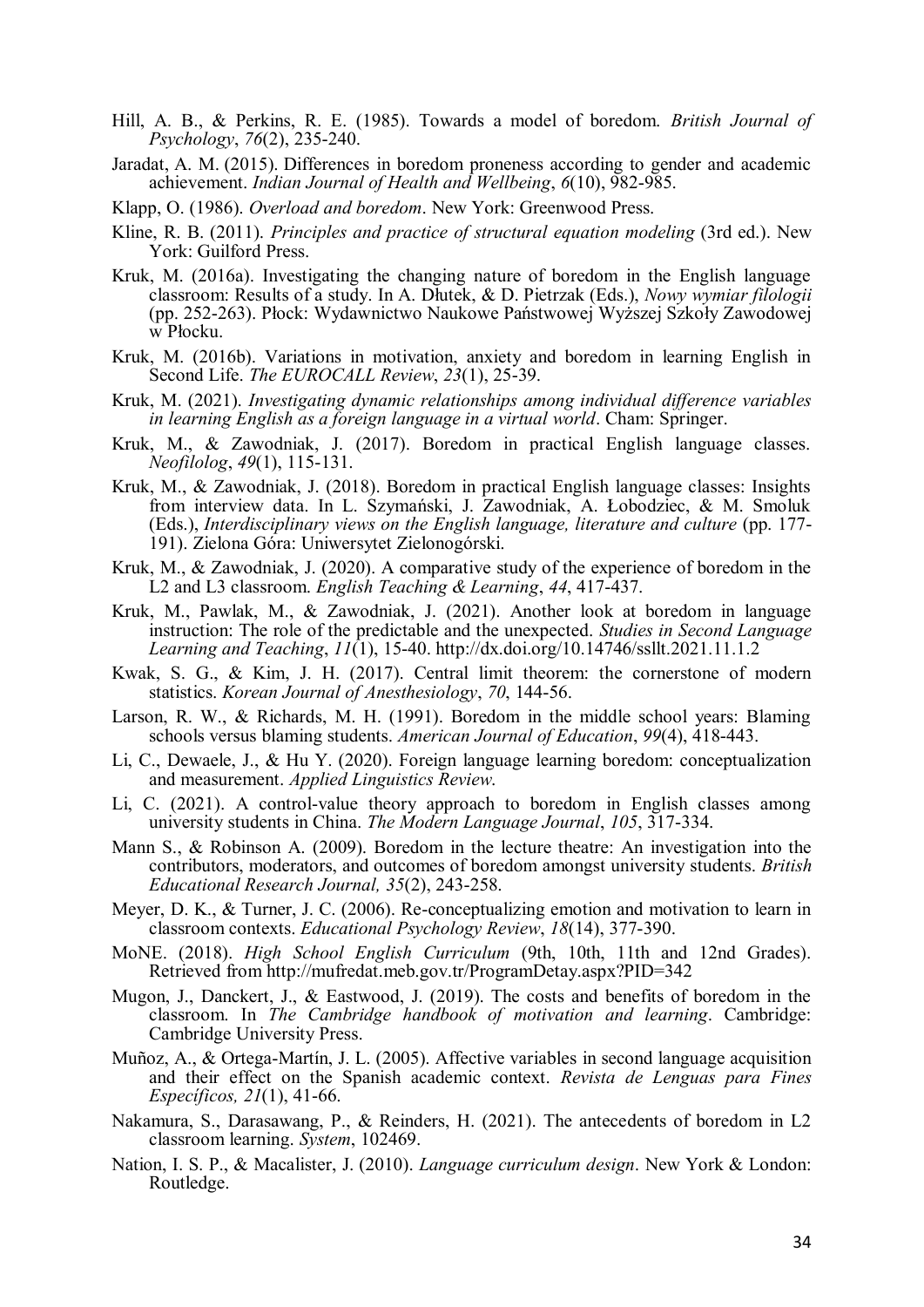Hill, A. B., & Perkins, R. E. (1985). Towards a model of boredom. *British Journal of Psychology*, *76*(2), 235-240.

Jaradat, A. M. (2015). Differences in boredom proneness according to gender and academic achievement. *Indian Journal of Health and Wellbeing*, *6*(10), 982-985.

Klapp, O. (1986). *Overload and boredom*. New York: Greenwood Press.

Kline, R. B. (2011). *Principles and practice of structural equation modeling* (3rd ed.). New York: Guilford Press.

Kruk, M. (2016a). Investigating the changing nature of boredom in the English language classroom: Results of a study. In A. Dłutek, & D. Pietrzak (Eds.), *Nowy wymiar filologii* (pp. 252-263). Płock: Wydawnictwo Naukowe Państwowej Wyższej Szkoły Zawodowej w Płocku.

Kruk, M. (2016b). Variations in motivation, anxiety and boredom in learning English in Second Life. *The EUROCALL Review*, *23*(1), 25-39.

Kruk, M. (2021). *Investigating dynamic relationships among individual difference variables in learning English as a foreign language in a virtual world*. Cham: Springer.

Kruk, M., & Zawodniak, J. (2017). Boredom in practical English language classes. *Neofilolog*, *49*(1), 115-131.

Kruk, M., & Zawodniak, J. (2018). Boredom in practical English language classes: Insights from interview data. In L. Szymański, J. Zawodniak, A. Łobodziec, & M. Smoluk (Eds.), *Interdisciplinary views on the English language, literature and culture* (pp. 177-191). Zielona Góra: Uniwersytet Zielonogórski.

Kruk, M., & Zawodniak, J. (2020). A comparative study of the experience of boredom in the L2 and L3 classroom. *English Teaching & Learning*, *44*, 417-437.

Kruk, M., Pawlak, M., & Zawodniak, J. (2021). Another look at boredom in language instruction: The role of the predictable and the unexpected. *Studies in Second Language Learning and Teaching*, *11*(1), 15-40. http://dx.doi.org/10.14746/ssllt.2021.11.1.2

Kwak, S. G., & Kim, J. H. (2017). Central limit theorem: the cornerstone of modern statistics. *Korean Journal of Anesthesiology*, *70*, 144-56.

Larson, R. W., & Richards, M. H. (1991). Boredom in the middle school years: Blaming schools versus blaming students. *American Journal of Education*, *99*(4), 418-443.

Li, C., Dewaele, J., & Hu Y. (2020). Foreign language learning boredom: conceptualization and measurement. *Applied Linguistics Review*.

Li, C. (2021). A control-value theory approach to boredom in English classes among university students in China. *The Modern Language Journal*, *105*, 317-334.

Mann S., & Robinson A. (2009). Boredom in the lecture theatre: An investigation into the contributors, moderators, and outcomes of boredom amongst university students. *British Educational Research Journal, 35*(2), 243-258.

Meyer, D. K., & Turner, J. C. (2006). Re-conceptualizing emotion and motivation to learn in classroom contexts. *Educational Psychology Review*, *18*(14), 377-390.

MoNE. (2018). *High School English Curriculum* (9th, 10th, 11th and 12nd Grades). Retrieved from http://mufredat.meb.gov.tr/ProgramDetay.aspx?PID=342

Mugon, J., Danckert, J., & Eastwood, J. (2019). The costs and benefits of boredom in the classroom. In *The Cambridge handbook of motivation and learning*. Cambridge: Cambridge University Press.

Muñoz, A., & Ortega-Martín, J. L. (2005). Affective variables in second language acquisition and their effect on the Spanish academic context. *Revista de Lenguas para Fines Específicos, 21*(1), 41-66.

Nakamura, S., Darasawang, P., & Reinders, H. (2021). The antecedents of boredom in L2 classroom learning. *System*, 102469.

Nation, I. S. P., & Macalister, J. (2010). *Language curriculum design*. New York & London: Routledge.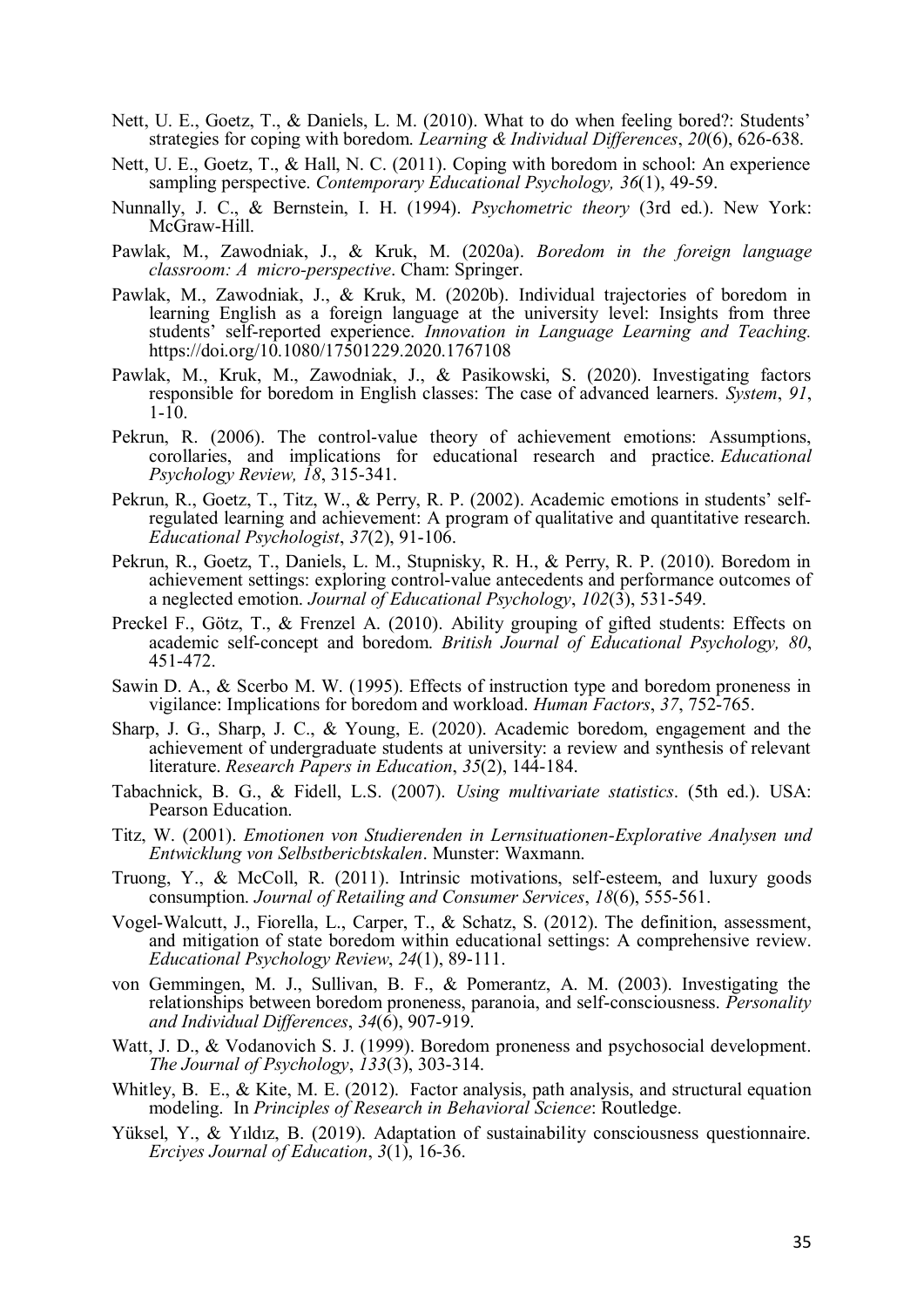Nett, U. E., Goetz, T., & Daniels, L. M. (2010). What to do when feeling bored?: Students' strategies for coping with boredom. *Learning & Individual Differences*, *20*(6), 626-638.

Nett, U. E., Goetz, T., & Hall, N. C. (2011). Coping with boredom in school: An experience sampling perspective. *Contemporary Educational Psychology, 36*(1), 49-59.

Nunnally, J. C., & Bernstein, I. H. (1994). *Psychometric theory* (3rd ed.). New York: McGraw-Hill.

Pawlak, M., Zawodniak, J., & Kruk, M. (2020a). *Boredom in the foreign language classroom: A micro-perspective*. Cham: Springer.

Pawlak, M., Zawodniak, J., & Kruk, M. (2020b). Individual trajectories of boredom in learning English as a foreign language at the university level: Insights from three students' self-reported experience. *Innovation in Language Learning and Teaching.* https://doi.org/10.1080/17501229.2020.1767108

Pawlak, M., Kruk, M., Zawodniak, J., & Pasikowski, S. (2020). Investigating factors responsible for boredom in English classes: The case of advanced learners. *System*, *91*, 1-10.

Pekrun, R. (2006). The control-value theory of achievement emotions: Assumptions, corollaries, and implications for educational research and practice. *Educational Psychology Review, 18*, 315-341.

Pekrun, R., Goetz, T., Titz, W., & Perry, R. P. (2002). Academic emotions in students' self-regulated learning and achievement: A program of qualitative and quantitative research. *Educational Psychologist*, *37*(2), 91-106.

Pekrun, R., Goetz, T., Daniels, L. M., Stupnisky, R. H., & Perry, R. P. (2010). Boredom in achievement settings: exploring control-value antecedents and performance outcomes of a neglected emotion. *Journal of Educational Psychology*, *102*(3), 531-549.

Preckel F., Götz, T., & Frenzel A. (2010). Ability grouping of gifted students: Effects on academic self-concept and boredom. *British Journal of Educational Psychology, 80*, 451-472.

Sawin D. A., & Scerbo M. W. (1995). Effects of instruction type and boredom proneness in vigilance: Implications for boredom and workload. *Human Factors*, *37*, 752-765.

Sharp, J. G., Sharp, J. C., & Young, E. (2020). Academic boredom, engagement and the achievement of undergraduate students at university: a review and synthesis of relevant literature. *Research Papers in Education*, *35*(2), 144-184.

Tabachnick, B. G., & Fidell, L.S. (2007). *Using multivariate statistics*. (5th ed.). USA: Pearson Education.

Titz, W. (2001). *Emotionen von Studierenden in Lernsituationen-Explorative Analysen und Entwicklung von Selbstbericbtskalen*. Munster: Waxmann.

Truong, Y., & McColl, R. (2011). Intrinsic motivations, self-esteem, and luxury goods consumption. *Journal of Retailing and Consumer Services*, *18*(6), 555-561.

Vogel-Walcutt, J., Fiorella, L., Carper, T., & Schatz, S. (2012). The definition, assessment, and mitigation of state boredom within educational settings: A comprehensive review. *Educational Psychology Review*, *24*(1), 89-111.

von Gemmingen, M. J., Sullivan, B. F., & Pomerantz, A. M. (2003). Investigating the relationships between boredom proneness, paranoia, and self-consciousness. *Personality and Individual Differences*, *34*(6), 907-919.

Watt, J. D., & Vodanovich S. J. (1999). Boredom proneness and psychosocial development. *The Journal of Psychology*, *133*(3), 303-314.

Whitley, B. E., & Kite, M. E. (2012). Factor analysis, path analysis, and structural equation modeling. In *Principles of Research in Behavioral Science*: Routledge.

Yüksel, Y., & Yıldız, B. (2019). Adaptation of sustainability consciousness questionnaire. *Erciyes Journal of Education*, *3*(1), 16-36.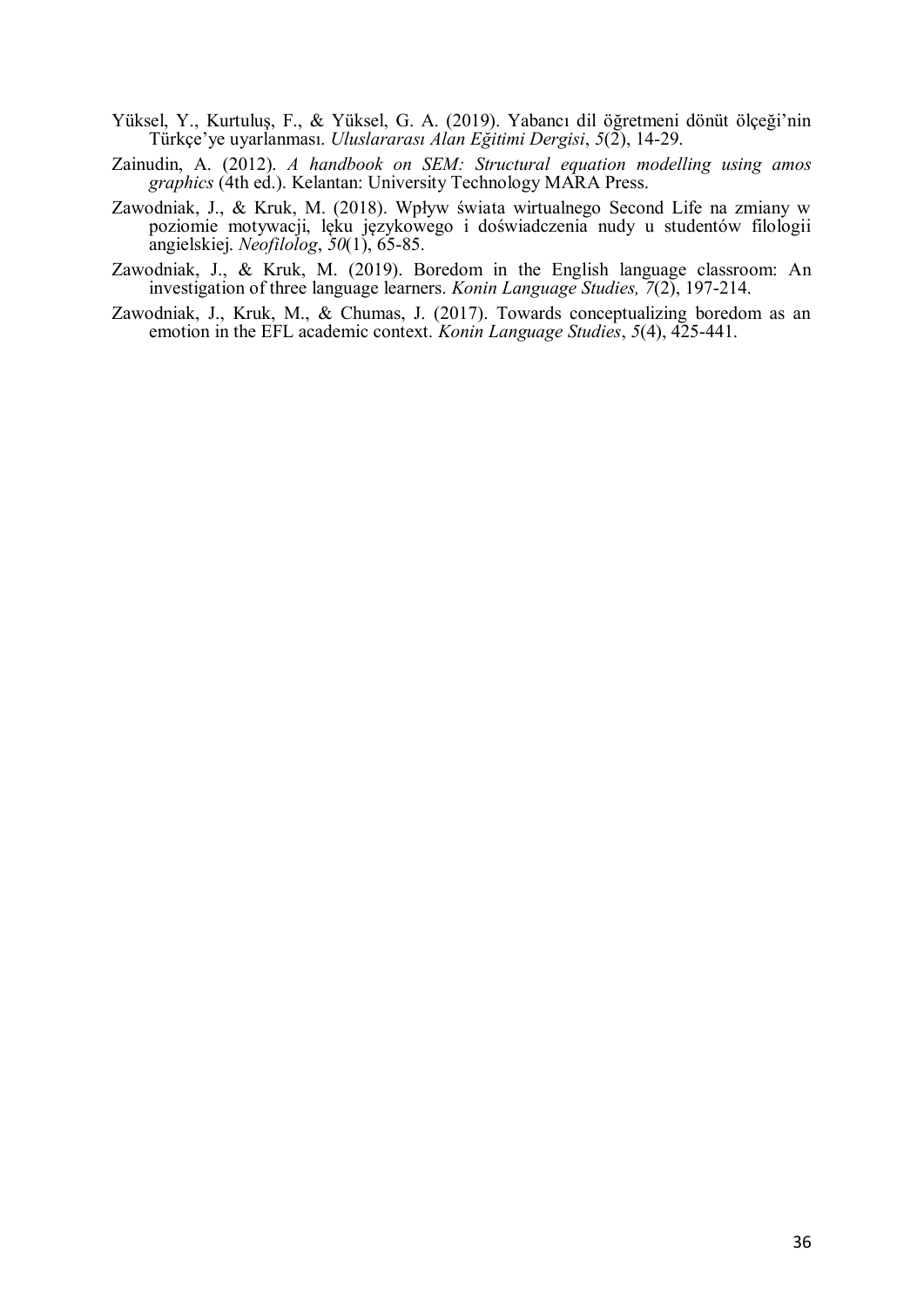Yüksel, Y., Kurtuluş, F., & Yüksel, G. A. (2019). Yabancı dil öğretmeni dönüt ölçeği'nin Türkçe'ye uyarlanması. *Uluslararası Alan Eğitimi Dergisi*, *5*(2), 14-29.

Zainudin, A. (2012). *A handbook on SEM: Structural equation modelling using amos graphics* (4th ed.). Kelantan: University Technology MARA Press.

Zawodniak, J., & Kruk, M. (2018). Wpływ świata wirtualnego Second Life na zmiany w poziomie motywacji, lęku językowego i doświadczenia nudy u studentów filologii angielskiej. *Neofilolog*, *50*(1), 65-85.

Zawodniak, J., & Kruk, M. (2019). Boredom in the English language classroom: An investigation of three language learners. *Konin Language Studies, 7*(2), 197-214.

Zawodniak, J., Kruk, M., & Chumas, J. (2017). Towards conceptualizing boredom as an emotion in the EFL academic context. *Konin Language Studies*, *5*(4), 425-441.